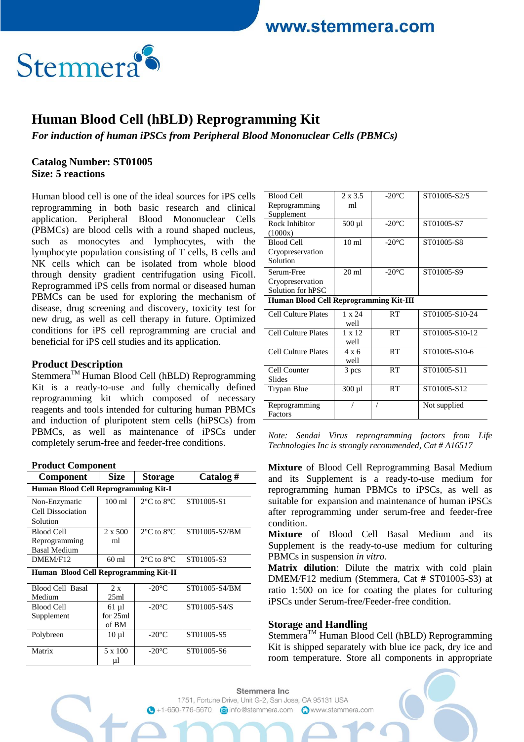# Human Blood Cell (hBLD) Reprogramming Kit

*For induction of human iPSCs from Peripheral Blood Mononuclear Cells (PBMCs)*

**Catalog Number: ST01005**
**Size: 5 reactions**

Human blood cell is one of the ideal sources for iPS cells reprogramming in both basic research and clinical application. Peripheral Blood Mononuclear Cells (PBMCs) are blood cells with a round shaped nucleus, such as monocytes and lymphocytes, with the lymphocyte population consisting of T cells, B cells and NK cells which can be isolated from whole blood through density gradient centrifugation using Ficoll. Reprogrammed iPS cells from normal or diseased human PBMCs can be used for exploring the mechanism of disease, drug screening and discovery, toxicity test for new drug, as well as cell therapy in future. Optimized conditions for iPS cell reprogramming are crucial and beneficial for iPS cell studies and its application.

## Product Description

Stemmera™ Human Blood Cell (hBLD) Reprogramming Kit is a ready-to-use and fully chemically defined reprogramming kit which composed of necessary reagents and tools intended for culturing human PBMCs and induction of pluripotent stem cells (hiPSCs) from PBMCs, as well as maintenance of iPSCs under completely serum-free and feeder-free conditions.

## Product Component

| Component | Size | Storage | Catalog # |
|---|---|---|---|
| **Human Blood Cell Reprogramming Kit-I** | | | |
| Non-Enzymatic Cell Dissociation Solution | 100 ml | 2°C to 8°C | ST01005-S1 |
| Blood Cell Reprogramming Basal Medium | 2 x 500 ml | 2°C to 8°C | ST01005-S2/BM |
| DMEM/F12 | 60 ml | 2°C to 8°C | ST01005-S3 |
| **Human Blood Cell Reprogramming Kit-II** | | | |
| Blood Cell Basal Medium | 2 x 25ml | -20°C | ST01005-S4/BM |
| Blood Cell Supplement | 61 µl for 25ml of BM | -20°C | ST01005-S4/S |
| Polybreen | 10 µl | -20°C | ST01005-S5 |
| Matrix | 5 x 100 µl | -20°C | ST01005-S6 |
| Blood Cell Reprogramming Supplement | 2 x 3.5 ml | -20°C | ST01005-S2/S |
| Rock Inhibitor (1000x) | 500 µl | -20°C | ST01005-S7 |
| Blood Cell Cryopreservation Solution | 10 ml | -20°C | ST01005-S8 |
| Serum-Free Cryopreservation Solution for hPSC | 20 ml | -20°C | ST01005-S9 |
| **Human Blood Cell Reprogramming Kit-III** | | | |
| Cell Culture Plates | 1 x 24 well | RT | ST01005-S10-24 |
| Cell Culture Plates | 1 x 12 well | RT | ST01005-S10-12 |
| Cell Culture Plates | 4 x 6 well | RT | ST01005-S10-6 |
| Cell Counter Slides | 3 pcs | RT | ST01005-S11 |
| Trypan Blue | 300 µl | RT | ST01005-S12 |
| Reprogramming Factors | / | / | Not supplied |

*Note: Sendai Virus reprogramming factors from Life Technologies Inc is strongly recommended, Cat # A16517*

**Mixture** of Blood Cell Reprogramming Basal Medium and its Supplement is a ready-to-use medium for reprogramming human PBMCs to iPSCs, as well as suitable for expansion and maintenance of human iPSCs after reprogramming under serum-free and feeder-free condition.

**Mixture** of Blood Cell Basal Medium and its Supplement is the ready-to-use medium for culturing PBMCs in suspension *in vitro*.

**Matrix dilution**: Dilute the matrix with cold plain DMEM/F12 medium (Stemmera, Cat # ST01005-S3) at ratio 1:500 on ice for coating the plates for culturing iPSCs under Serum-free/Feeder-free condition.

## Storage and Handling

Stemmera™ Human Blood Cell (hBLD) Reprogramming Kit is shipped separately with blue ice pack, dry ice and room temperature. Store all components in appropriate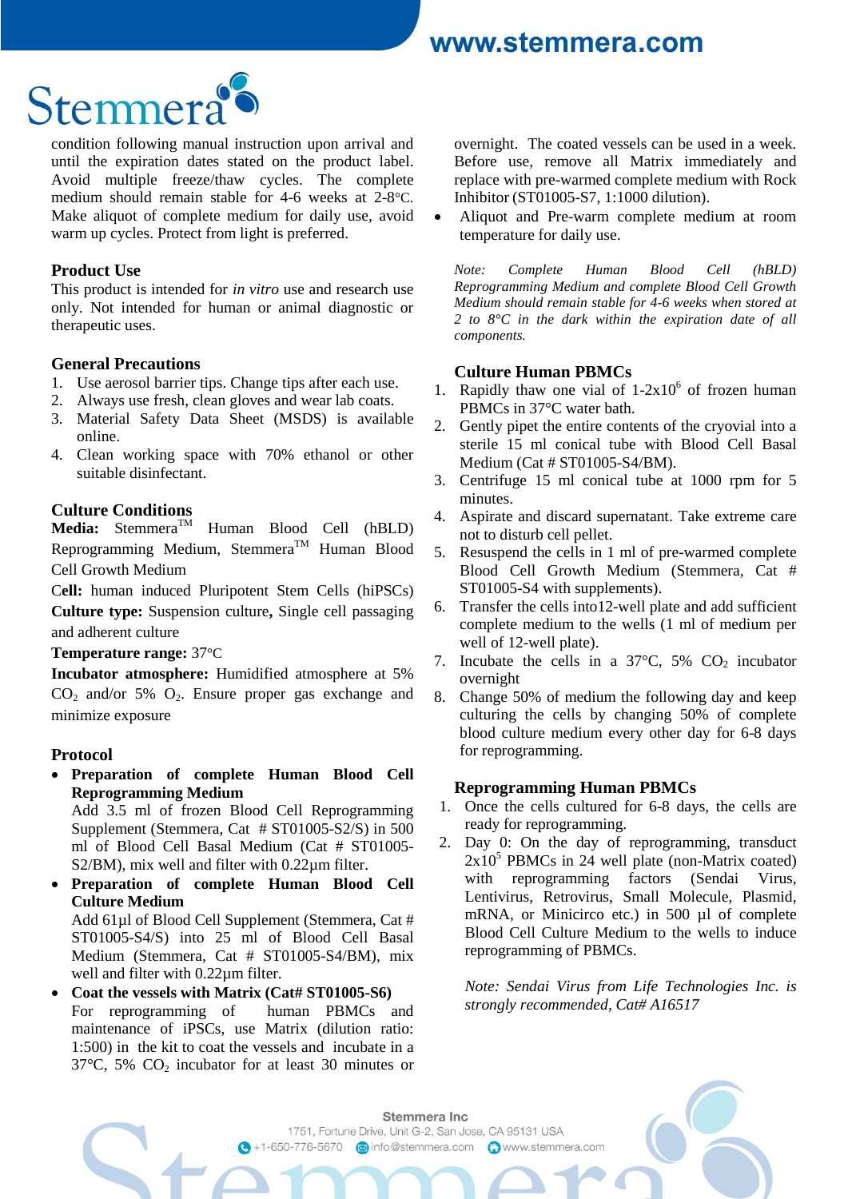condition following manual instruction upon arrival and until the expiration dates stated on the product label. Avoid multiple freeze/thaw cycles. The complete medium should remain stable for 4-6 weeks at 2-8°C. Make aliquot of complete medium for daily use, avoid warm up cycles. Protect from light is preferred.

## Product Use

This product is intended for *in vitro* use and research use only. Not intended for human or animal diagnostic or therapeutic uses.

## General Precautions

1. Use aerosol barrier tips. Change tips after each use.
2. Always use fresh, clean gloves and wear lab coats.
3. Material Safety Data Sheet (MSDS) is available online.
4. Clean working space with 70% ethanol or other suitable disinfectant.

## Culture Conditions

**Media:** Stemmera™ Human Blood Cell (hBLD) Reprogramming Medium, Stemmera™ Human Blood Cell Growth Medium

**Cell:** human induced Pluripotent Stem Cells (hiPSCs)

**Culture type:** Suspension culture**,** Single cell passaging and adherent culture

**Temperature range:** 37°C

**Incubator atmosphere:** Humidified atmosphere at 5% $CO_2$ and/or 5% $O_2$. Ensure proper gas exchange and minimize exposure

## Protocol

- **Preparation of complete Human Blood Cell Reprogramming Medium**
  Add 3.5 ml of Blood Cell Reprogramming Supplement (Stemmera, Cat # ST01005-S2/S) in 500 ml of Blood Cell Basal Medium (Cat # ST01005-S2/BM), mix well and filter with 0.22µm filter.
- **Preparation of complete Human Blood Cell Culture Medium**
  Add 61µl of Blood Cell Supplement (Stemmera, Cat # ST01005-S4/S) into 25 ml of Blood Cell Basal Medium (Stemmera, Cat # ST01005-S4/BM), mix well and filter with 0.22µm filter.
- **Coat the vessels with Matrix (Cat# ST01005-S6)**
  For reprogramming of human PBMCs and maintenance of iPSCs, use Matrix (dilution ratio: 1:500) in the kit to coat the vessels and incubate in a 37°C, 5% $CO_2$ incubator for at least 30 minutes or overnight. The coated vessels can be used in a week. Before use, remove all Matrix immediately and replace with pre-warmed complete medium with Rock Inhibitor (ST01005-S7, 1:1000 dilution).
- Aliquot and Pre-warm complete medium at room temperature for daily use.

*Note: Complete Human Blood Cell (hBLD) Reprogramming Medium and complete Blood Cell Growth Medium should remain stable for 4-6 weeks when stored at 2 to 8°C in the dark within the expiration date of all components.*

## Culture Human PBMCs

1. Rapidly thaw one vial of 1-2x$10^6$ of frozen human PBMCs in 37°C water bath.
2. Gently pipet the entire contents of the cryovial into a sterile 15 ml conical tube with Blood Cell Basal Medium (Cat # ST01005-S4/BM).
3. Centrifuge 15 ml conical tube at 1000 rpm for 5 minutes.
4. Aspirate and discard supernatant. Take extreme care not to disturb cell pellet.
5. Resuspend the cells in 1 ml of pre-warmed complete Blood Cell Growth Medium (Stemmera, Cat # ST01005-S4 with supplements).
6. Transfer the cells into12-well plate and add sufficient complete medium to the wells (1 ml of medium per well of 12-well plate).
7. Incubate the cells in a 37°C, 5% $CO_2$ incubator overnight
8. Change 50% of medium the following day and keep culturing the cells by changing 50% of complete blood culture medium every other day for 6-8 days for reprogramming.

## Reprogramming Human PBMCs

1. Once the cells cultured for 6-8 days, the cells are ready for reprogramming.
2. Day 0: On the day of reprogramming, transduct 2x$10^5$ PBMCs in 24 well plate (non-Matrix coated) with reprogramming factors (Sendai Virus, Lentivirus, Retrovirus, Small Molecule, Plasmid, mRNA, or Minicirco etc.) in 500 µl of complete Blood Cell Culture Medium to the wells to induce reprogramming of PBMCs.

*Note: Sendai Virus from Life Technologies Inc. is strongly recommended, Cat# A16517*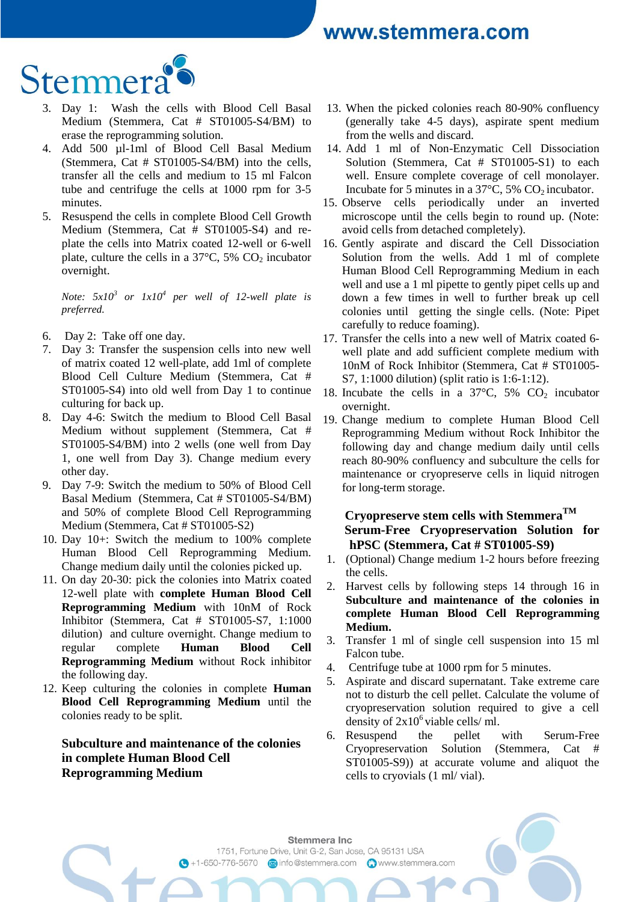3. Day 1: Wash the cells with Blood Cell Basal Medium (Stemmera, Cat # ST01005-S4/BM) to erase the reprogramming solution.
4. Add 500 µl-1ml of Blood Cell Basal Medium (Stemmera, Cat # ST01005-S4/BM) into the cells, transfer all the cells and medium to 15 ml Falcon tube and centrifuge the cells at 1000 rpm for 3-5 minutes.
5. Resuspend the cells in complete Blood Cell Growth Medium (Stemmera, Cat # ST01005-S4) and re-plate the cells into Matrix coated 12-well or 6-well plate, culture the cells in a 37°C, 5% $CO_2$ incubator overnight.

   *Note: $5x10^3$ or $1x10^4$ per well of 12-well plate is preferred.*

6. Day 2: Take off one day.
7. Day 3: Transfer the suspension cells into new well of matrix coated 12 well-plate, add 1ml of complete Blood Cell Culture Medium (Stemmera, Cat # ST01005-S4) into old well from Day 1 to continue culturing for back up.
8. Day 4-6: Switch the medium to Blood Cell Basal Medium without supplement (Stemmera, Cat # ST01005-S4/BM) into 2 wells (one well from Day 1, one well from Day 3). Change medium every other day.
9. Day 7-9: Switch the medium to 50% of Blood Cell Basal Medium (Stemmera, Cat # ST01005-S4/BM) and 50% of complete Blood Cell Reprogramming Medium (Stemmera, Cat # ST01005-S2)
10. Day 10+: Switch the medium to 100% complete Human Blood Cell Reprogramming Medium. Change medium daily until the colonies picked up.
11. On day 20-30: pick the colonies into Matrix coated 12-well plate with **complete Human Blood Cell Reprogramming Medium** with 10nM of Rock Inhibitor (Stemmera, Cat # ST01005-S7, 1:1000 dilution) and culture overnight. Change medium to regular complete **Human Blood Cell Reprogramming Medium** without Rock inhibitor the following day.
12. Keep culturing the colonies in complete **Human Blood Cell Reprogramming Medium** until the colonies ready to be split.

### Subculture and maintenance of the colonies in complete Human Blood Cell Reprogramming Medium

13. When the picked colonies reach 80-90% confluency (generally take 4-5 days), aspirate spent medium from the wells and discard.
14. Add 1 ml of Non-Enzymatic Cell Dissociation Solution (Stemmera, Cat # ST01005-S1) to each well. Ensure complete coverage of cell monolayer. Incubate for 5 minutes in a 37°C, 5% $CO_2$ incubator.
15. Observe cells periodically under an inverted microscope until the cells begin to round up. (Note: avoid cells from detached completely).
16. Gently aspirate and discard the Cell Dissociation Solution from the wells. Add 1 ml of complete Human Blood Cell Reprogramming Medium in each well and use a 1 ml pipette to gently pipet cells up and down a few times in well to further break up cell colonies until getting the single cells. (Note: Pipet carefully to reduce foaming).
17. Transfer the cells into a new well of Matrix coated 6-well plate and add sufficient complete medium with 10nM of Rock Inhibitor (Stemmera, Cat # ST01005-S7, 1:1000 dilution) (split ratio is 1:6-1:12).
18. Incubate the cells in a 37°C, 5% $CO_2$ incubator overnight.
19. Change medium to complete Human Blood Cell Reprogramming Medium without Rock Inhibitor the following day and change medium daily until cells reach 80-90% confluency and subculture the cells for maintenance or cryopreserve cells in liquid nitrogen for long-term storage.

### Cryopreserve stem cells with Stemmera™ Serum-Free Cryopreservation Solution for hPSC (Stemmera, Cat # ST01005-S9)

1. (Optional) Change medium 1-2 hours before freezing the cells.
2. Harvest cells by following steps 14 through 16 in **Subculture and maintenance of the colonies in complete Human Blood Cell Reprogramming Medium.**
3. Transfer 1 ml of single cell suspension into 15 ml Falcon tube.
4. Centrifuge tube at 1000 rpm for 5 minutes.
5. Aspirate and discard supernatant. Take extreme care not to disturb the cell pellet. Calculate the volume of cryopreservation solution required to give a cell density of $2x10^6$ viable cells/ ml.
6. Resuspend the pellet with Serum-Free Cryopreservation Solution (Stemmera, Cat # ST01005-S9)) at accurate volume and aliquot the cells to cryovials (1 ml/ vial).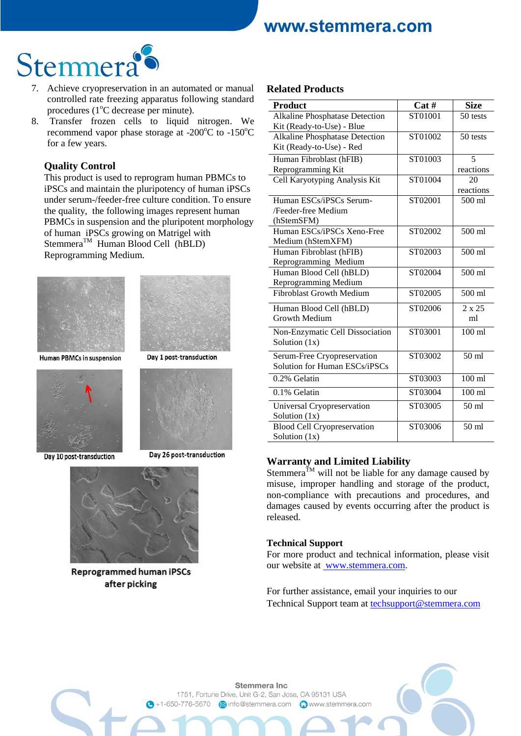7. Achieve cryopreservation in an automated or manual controlled rate freezing apparatus following standard procedures (1°C decrease per minute).
8. Transfer frozen cells to liquid nitrogen. We recommend vapor phase storage at -200°C to -150°C for a few years.

### Quality Control

This product is used to reprogram human PBMCs to iPSCs and maintain the pluripotency of human iPSCs under serum-/feeder-free culture condition. To ensure the quality, the following images represent human PBMCs in suspension and the pluripotent morphology of human iPSCs growing on Matrigel with Stemmera™ Human Blood Cell (hBLD) Reprogramming Medium.

Human PBMCs in suspension

Day 1 post-transduction

Day 10 post-transduction

Day 26 post-transduction

Reprogrammed human iPSCs after picking

### Related Products

| Product | Cat # | Size |
|---|---|---|
| Alkaline Phosphatase Detection Kit (Ready-to-Use) - Blue | ST01001 | 50 tests |
| Alkaline Phosphatase Detection Kit (Ready-to-Use) - Red | ST01002 | 50 tests |
| Human Fibroblast (hFIB) Reprogramming Kit | ST01003 | 5 reactions |
| Cell Karyotyping Analysis Kit | ST01004 | 20 reactions |
| Human ESCs/iPSCs Serum-/Feeder-free Medium (hStemSFM) | ST02001 | 500 ml |
| Human ESCs/iPSCs Xeno-Free Medium (hStemXFM) | ST02002 | 500 ml |
| Human Fibroblast (hFIB) Reprogramming Medium | ST02003 | 500 ml |
| Human Blood Cell (hBLD) Reprogramming Medium | ST02004 | 500 ml |
| Fibroblast Growth Medium | ST02005 | 500 ml |
| Human Blood Cell (hBLD) Growth Medium | ST02006 | 2 x 25 ml |
| Non-Enzymatic Cell Dissociation Solution (1x) | ST03001 | 100 ml |
| Serum-Free Cryopreservation Solution for Human ESCs/iPSCs | ST03002 | 50 ml |
| 0.2% Gelatin | ST03003 | 100 ml |
| 0.1% Gelatin | ST03004 | 100 ml |
| Universal Cryopreservation Solution (1x) | ST03005 | 50 ml |
| Blood Cell Cryopreservation Solution (1x) | ST03006 | 50 ml |

### Warranty and Limited Liability

Stemmera™ will not be liable for any damage caused by misuse, improper handling and storage of the product, non-compliance with precautions and procedures, and damages caused by events occurring after the product is released.

### Technical Support

For more product and technical information, please visit our website at www.stemmera.com.

For further assistance, email your inquiries to our Technical Support team at techsupport@stemmera.com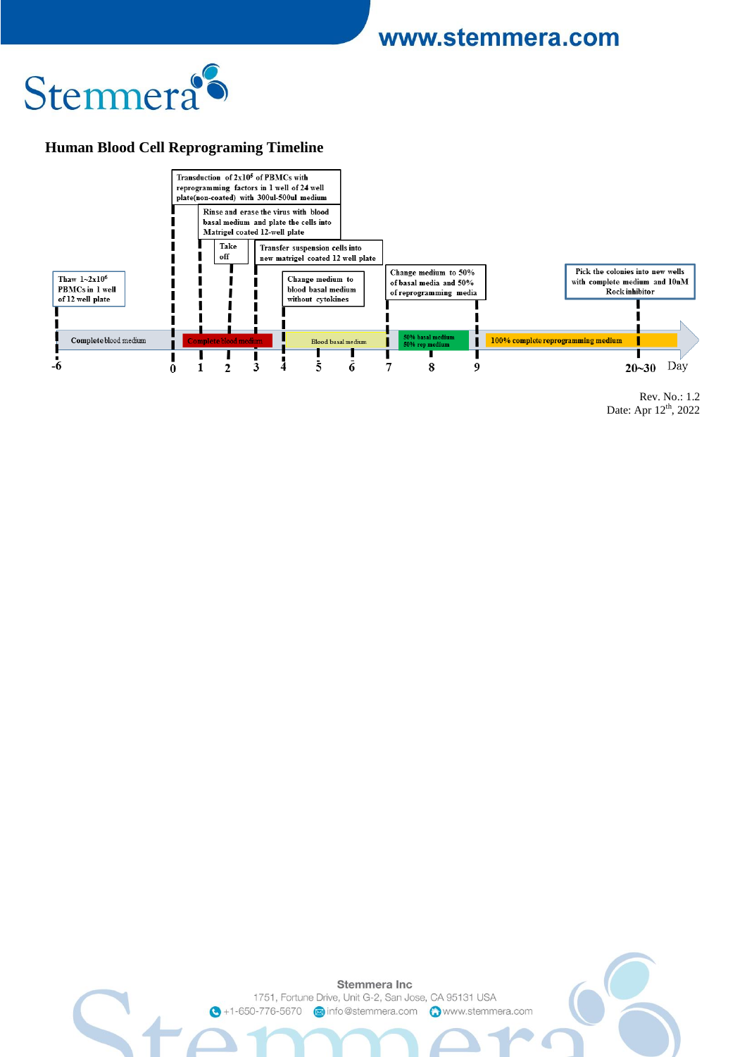## Human Blood Cell Reprograming Timeline

Thaw 1~2x10$^6$ PBMCs in 1 well of 12 well plate

Transduction of 2x10$^5$ of PBMCs with reprogramming factors in 1 well of 24 well plate(non-coated) with 300ul-500ul medium

Rinse and erase the virus with blood basal medium and plate the cells into Matrigel coated 12-well plate

Take off

Transfer suspension cells into new matrigel coated 12 well plate

Change medium to blood basal medium without cytokines

Change medium to 50% of basal media and 50% of reprogramming media

Pick the colonies into new wells with complete medium and 10nM Rock inhibitor

Complete blood medium

Complete blood medium

Blood basal medium

50% basal medium
50% rep medium

100% complete reprogramming medium

-6 0 1 2 3 4 5 6 7 8 9 20~30 Day

Rev. No.: 1.2
Date: Apr 12th, 2022